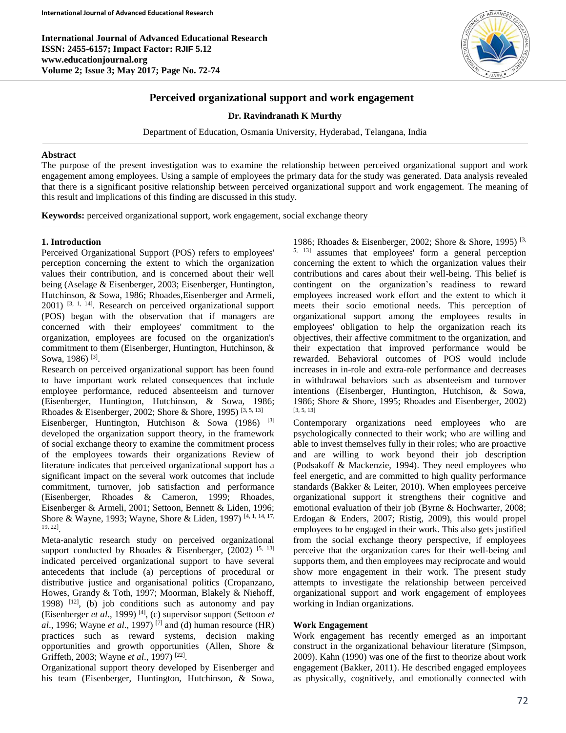# Perceived organizational support and work engagement

**Dr. Ravindranath K Murthy**

Department of Education, Osmania University, Hyderabad, Telangana, India

## Abstract

The purpose of the present investigation was to examine the relationship between perceived organizational support and work engagement among employees. Using a sample of employees the primary data for the study was generated. Data analysis revealed that there is a significant positive relationship between perceived organizational support and work engagement. The meaning of this result and implications of this finding are discussed in this study.

**Keywords:** perceived organizational support, work engagement, social exchange theory

## 1. Introduction

Perceived Organizational Support (POS) refers to employees' perception concerning the extent to which the organization values their contribution, and is concerned about their well being (Aselage & Eisenberger, 2003; Eisenberger, Huntington, Hutchinson, & Sowa, 1986; Rhoades,Eisenberger and Armeli, 2001) [3, 1, 14]. Research on perceived organizational support (POS) began with the observation that if managers are concerned with their employees' commitment to the organization, employees are focused on the organization's commitment to them (Eisenberger, Huntington, Hutchinson, & Sowa, 1986) [3].

Research on perceived organizational support has been found to have important work related consequences that include employee performance, reduced absenteeism and turnover (Eisenberger, Huntington, Hutchinson, & Sowa, 1986; Rhoades & Eisenberger, 2002; Shore & Shore, 1995) [3, 5, 13]

Eisenberger, Huntington, Hutchison & Sowa (1986) [3] developed the organization support theory, in the framework of social exchange theory to examine the commitment process of the employees towards their organizations Review of literature indicates that perceived organizational support has a significant impact on the several work outcomes that include commitment, turnover, job satisfaction and performance (Eisenberger, Rhoades & Cameron, 1999; Rhoades, Eisenberger & Armeli, 2001; Settoon, Bennett & Liden, 1996; Shore & Wayne, 1993; Wayne, Shore & Liden, 1997) [4, 1, 14, 17, 19, 22].

Meta-analytic research study on perceived organizational support conducted by Rhoades & Eisenberger, (2002) [5, 13] indicated perceived organizational support to have several antecedents that include (a) perceptions of procedural or distributive justice and organisational politics (Cropanzano, Howes, Grandy & Toth, 1997; Moorman, Blakely & Niehoff, 1998) [12], (b) job conditions such as autonomy and pay (Eisenberger *et al*., 1999) [4], (c) supervisor support (Settoon *et al*., 1996; Wayne *et al*., 1997) [7] and (d) human resource (HR) practices such as reward systems, decision making opportunities and growth opportunities (Allen, Shore & Griffeth, 2003; Wayne *et al*., 1997) [22].

Organizational support theory developed by Eisenberger and his team (Eisenberger, Huntington, Hutchinson, & Sowa, 1986; Rhoades & Eisenberger, 2002; Shore & Shore, 1995) [3, 5, 13] assumes that employees' form a general perception concerning the extent to which the organization values their contributions and cares about their well-being. This belief is contingent on the organization's readiness to reward employees increased work effort and the extent to which it meets their socio emotional needs. This perception of organizational support among the employees results in employees' obligation to help the organization reach its objectives, their affective commitment to the organization, and their expectation that improved performance would be rewarded. Behavioral outcomes of POS would include increases in in-role and extra-role performance and decreases in withdrawal behaviors such as absenteeism and turnover intentions (Eisenberger, Huntington, Hutchison, & Sowa, 1986; Shore & Shore, 1995; Rhoades and Eisenberger, 2002) [3, 5, 13]

Contemporary organizations need employees who are psychologically connected to their work; who are willing and able to invest themselves fully in their roles; who are proactive and are willing to work beyond their job description (Podsakoff & Mackenzie, 1994). They need employees who feel energetic, and are committed to high quality performance standards (Bakker & Leiter, 2010). When employees perceive organizational support it strengthens their cognitive and emotional evaluation of their job (Byrne & Hochwarter, 2008; Erdogan & Enders, 2007; Ristig, 2009), this would propel employees to be engaged in their work. This also gets justified from the social exchange theory perspective, if employees perceive that the organization cares for their well-being and supports them, and then employees may reciprocate and would show more engagement in their work. The present study attempts to investigate the relationship between perceived organizational support and work engagement of employees working in Indian organizations.

### Work Engagement

Work engagement has recently emerged as an important construct in the organizational behaviour literature (Simpson, 2009). Kahn (1990) was one of the first to theorize about work engagement (Bakker, 2011). He described engaged employees as physically, cognitively, and emotionally connected with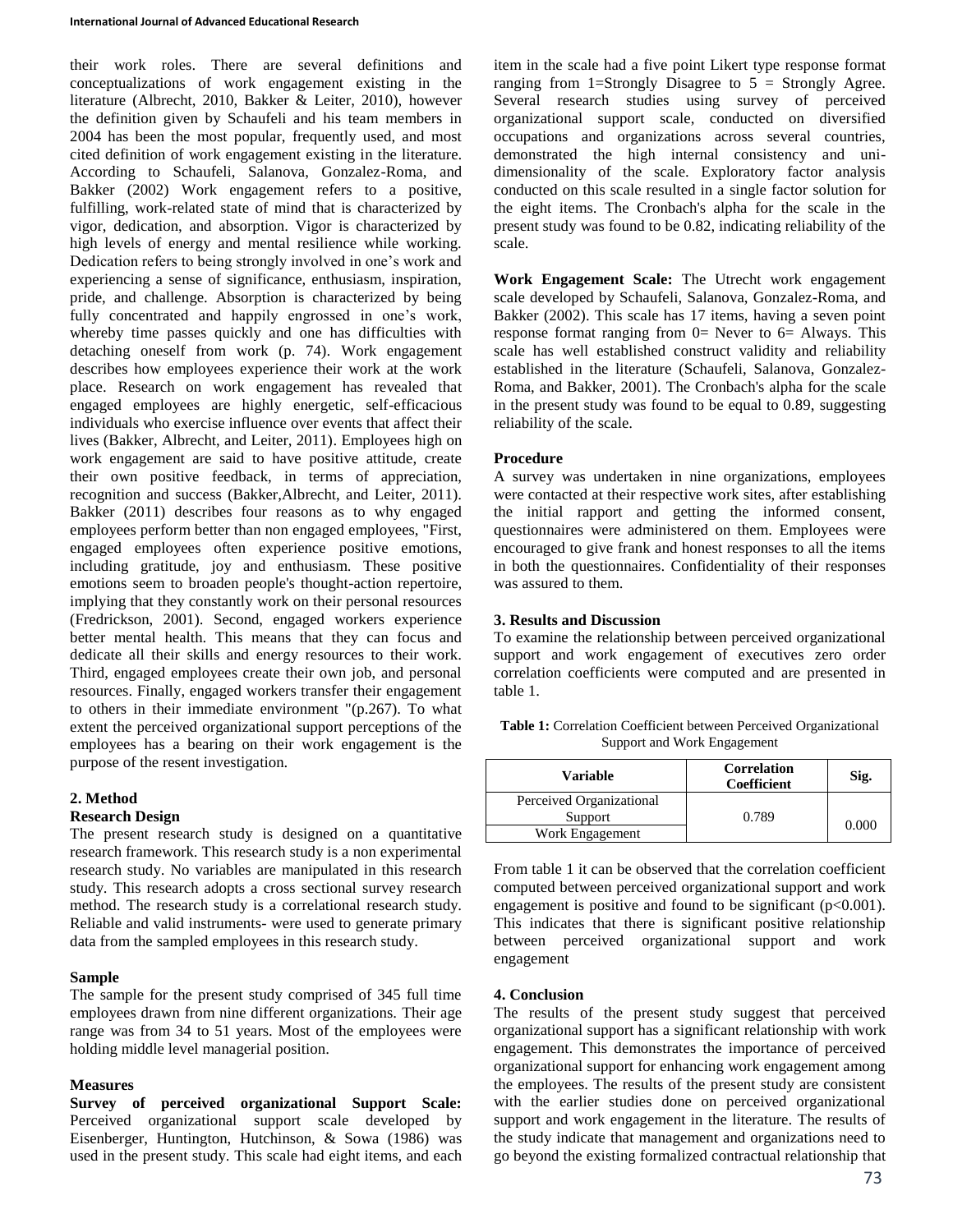their work roles. There are several definitions and conceptualizations of work engagement existing in the literature (Albrecht, 2010, Bakker & Leiter, 2010), however the definition given by Schaufeli and his team members in 2004 has been the most popular, frequently used, and most cited definition of work engagement existing in the literature. According to Schaufeli, Salanova, Gonzalez-Roma, and Bakker (2002) Work engagement refers to a positive, fulfilling, work-related state of mind that is characterized by vigor, dedication, and absorption. Vigor is characterized by high levels of energy and mental resilience while working. Dedication refers to being strongly involved in one's work and experiencing a sense of significance, enthusiasm, inspiration, pride, and challenge. Absorption is characterized by being fully concentrated and happily engrossed in one's work, whereby time passes quickly and one has difficulties with detaching oneself from work (p. 74). Work engagement describes how employees experience their work at the work place. Research on work engagement has revealed that engaged employees are highly energetic, self-efficacious individuals who exercise influence over events that affect their lives (Bakker, Albrecht, and Leiter, 2011). Employees high on work engagement are said to have positive attitude, create their own positive feedback, in terms of appreciation, recognition and success (Bakker,Albrecht, and Leiter, 2011). Bakker (2011) describes four reasons as to why engaged employees perform better than non engaged employees, "First, engaged employees often experience positive emotions, including gratitude, joy and enthusiasm. These positive emotions seem to broaden people's thought-action repertoire, implying that they constantly work on their personal resources (Fredrickson, 2001). Second, engaged workers experience better mental health. This means that they can focus and dedicate all their skills and energy resources to their work. Third, engaged employees create their own job, and personal resources. Finally, engaged workers transfer their engagement to others in their immediate environment "(p.267). To what extent the perceived organizational support perceptions of the employees has a bearing on their work engagement is the purpose of the resent investigation.

## 2. Method

### Research Design

The present research study is designed on a quantitative research framework. This research study is a non experimental research study. No variables are manipulated in this research study. This research adopts a cross sectional survey research method. The research study is a correlational research study. Reliable and valid instruments- were used to generate primary data from the sampled employees in this research study.

### Sample

The sample for the present study comprised of 345 full time employees drawn from nine different organizations. Their age range was from 34 to 51 years. Most of the employees were holding middle level managerial position.

### Measures

**Survey of perceived organizational Support Scale:** Perceived organizational support scale developed by Eisenberger, Huntington, Hutchinson, & Sowa (1986) was used in the present study. This scale had eight items, and each item in the scale had a five point Likert type response format ranging from 1=Strongly Disagree to 5 = Strongly Agree. Several research studies using survey of perceived organizational support scale, conducted on diversified occupations and organizations across several countries, demonstrated the high internal consistency and uni-dimensionality of the scale. Exploratory factor analysis conducted on this scale resulted in a single factor solution for the eight items. The Cronbach's alpha for the scale in the present study was found to be 0.82, indicating reliability of the scale.

**Work Engagement Scale:** The Utrecht work engagement scale developed by Schaufeli, Salanova, Gonzalez-Roma, and Bakker (2002). This scale has 17 items, having a seven point response format ranging from 0= Never to 6= Always. This scale has well established construct validity and reliability established in the literature (Schaufeli, Salanova, Gonzalez-Roma, and Bakker, 2001). The Cronbach's alpha for the scale in the present study was found to be equal to 0.89, suggesting reliability of the scale.

### Procedure

A survey was undertaken in nine organizations, employees were contacted at their respective work sites, after establishing the initial rapport and getting the informed consent, questionnaires were administered on them. Employees were encouraged to give frank and honest responses to all the items in both the questionnaires. Confidentiality of their responses was assured to them.

## 3. Results and Discussion

To examine the relationship between perceived organizational support and work engagement of executives zero order correlation coefficients were computed and are presented in table 1.

**Table 1:** Correlation Coefficient between Perceived Organizational Support and Work Engagement

| Variable | Correlation Coefficient | Sig. |
|---|---|---|
| Perceived Organizational Support | 0.789 | 0.000 |
| Work Engagement | | |

From table 1 it can be observed that the correlation coefficient computed between perceived organizational support and work engagement is positive and found to be significant ($p<0.001$). This indicates that there is significant positive relationship between perceived organizational support and work engagement

## 4. Conclusion

The results of the present study suggest that perceived organizational support has a significant relationship with work engagement. This demonstrates the importance of perceived organizational support for enhancing work engagement among the employees. The results of the present study are consistent with the earlier studies done on perceived organizational support and work engagement in the literature. The results of the study indicate that management and organizations need to go beyond the existing formalized contractual relationship that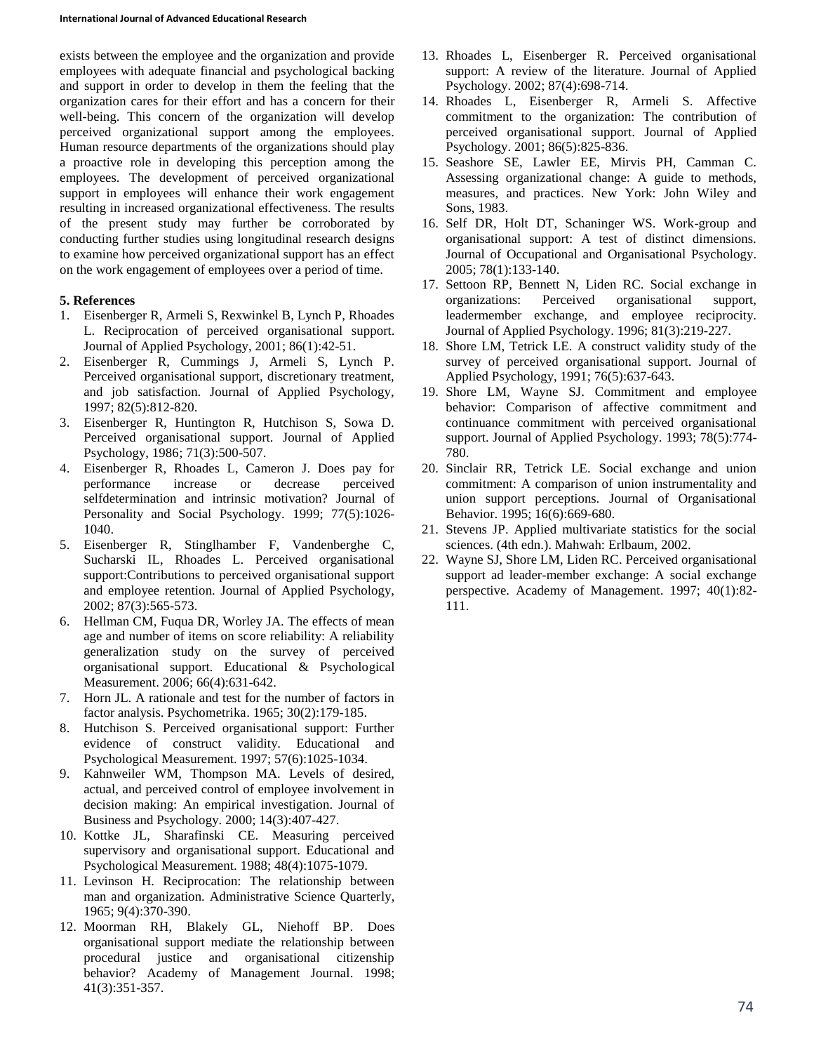exists between the employee and the organization and provide employees with adequate financial and psychological backing and support in order to develop in them the feeling that the organization cares for their effort and has a concern for their well-being. This concern of the organization will develop perceived organizational support among the employees. Human resource departments of the organizations should play a proactive role in developing this perception among the employees. The development of perceived organizational support in employees will enhance their work engagement resulting in increased organizational effectiveness. The results of the present study may further be corroborated by conducting further studies using longitudinal research designs to examine how perceived organizational support has an effect on the work engagement of employees over a period of time.

## 5. References

1. Eisenberger R, Armeli S, Rexwinkel B, Lynch P, Rhoades L. Reciprocation of perceived organisational support. Journal of Applied Psychology, 2001; 86(1):42-51.
2. Eisenberger R, Cummings J, Armeli S, Lynch P. Perceived organisational support, discretionary treatment, and job satisfaction. Journal of Applied Psychology, 1997; 82(5):812-820.
3. Eisenberger R, Huntington R, Hutchison S, Sowa D. Perceived organisational support. Journal of Applied Psychology, 1986; 71(3):500-507.
4. Eisenberger R, Rhoades L, Cameron J. Does pay for performance increase or decrease perceived selfdetermination and intrinsic motivation? Journal of Personality and Social Psychology. 1999; 77(5):1026-1040.
5. Eisenberger R, Stinglhamber F, Vandenberghe C, Sucharski IL, Rhoades L. Perceived organisational support:Contributions to perceived organisational support and employee retention. Journal of Applied Psychology, 2002; 87(3):565-573.
6. Hellman CM, Fuqua DR, Worley JA. The effects of mean age and number of items on score reliability: A reliability generalization study on the survey of perceived organisational support. Educational & Psychological Measurement. 2006; 66(4):631-642.
7. Horn JL. A rationale and test for the number of factors in factor analysis. Psychometrika. 1965; 30(2):179-185.
8. Hutchison S. Perceived organisational support: Further evidence of construct validity. Educational and Psychological Measurement. 1997; 57(6):1025-1034.
9. Kahnweiler WM, Thompson MA. Levels of desired, actual, and perceived control of employee involvement in decision making: An empirical investigation. Journal of Business and Psychology. 2000; 14(3):407-427.
10. Kottke JL, Sharafinski CE. Measuring perceived supervisory and organisational support. Educational and Psychological Measurement. 1988; 48(4):1075-1079.
11. Levinson H. Reciprocation: The relationship between man and organization. Administrative Science Quarterly, 1965; 9(4):370-390.
12. Moorman RH, Blakely GL, Niehoff BP. Does organisational support mediate the relationship between procedural justice and organisational citizenship behavior? Academy of Management Journal. 1998; 41(3):351-357.
13. Rhoades L, Eisenberger R. Perceived organisational support: A review of the literature. Journal of Applied Psychology. 2002; 87(4):698-714.
14. Rhoades L, Eisenberger R, Armeli S. Affective commitment to the organization: The contribution of perceived organisational support. Journal of Applied Psychology. 2001; 86(5):825-836.
15. Seashore SE, Lawler EE, Mirvis PH, Camman C. Assessing organizational change: A guide to methods, measures, and practices. New York: John Wiley and Sons, 1983.
16. Self DR, Holt DT, Schaninger WS. Work-group and organisational support: A test of distinct dimensions. Journal of Occupational and Organisational Psychology. 2005; 78(1):133-140.
17. Settoon RP, Bennett N, Liden RC. Social exchange in organizations: Perceived organisational support, leadermember exchange, and employee reciprocity. Journal of Applied Psychology. 1996; 81(3):219-227.
18. Shore LM, Tetrick LE. A construct validity study of the survey of perceived organisational support. Journal of Applied Psychology, 1991; 76(5):637-643.
19. Shore LM, Wayne SJ. Commitment and employee behavior: Comparison of affective commitment and continuance commitment with perceived organisational support. Journal of Applied Psychology. 1993; 78(5):774-780.
20. Sinclair RR, Tetrick LE. Social exchange and union commitment: A comparison of union instrumentality and union support perceptions. Journal of Organisational Behavior. 1995; 16(6):669-680.
21. Stevens JP. Applied multivariate statistics for the social sciences. (4th edn.). Mahwah: Erlbaum, 2002.
22. Wayne SJ, Shore LM, Liden RC. Perceived organisational support ad leader-member exchange: A social exchange perspective. Academy of Management. 1997; 40(1):82-111.